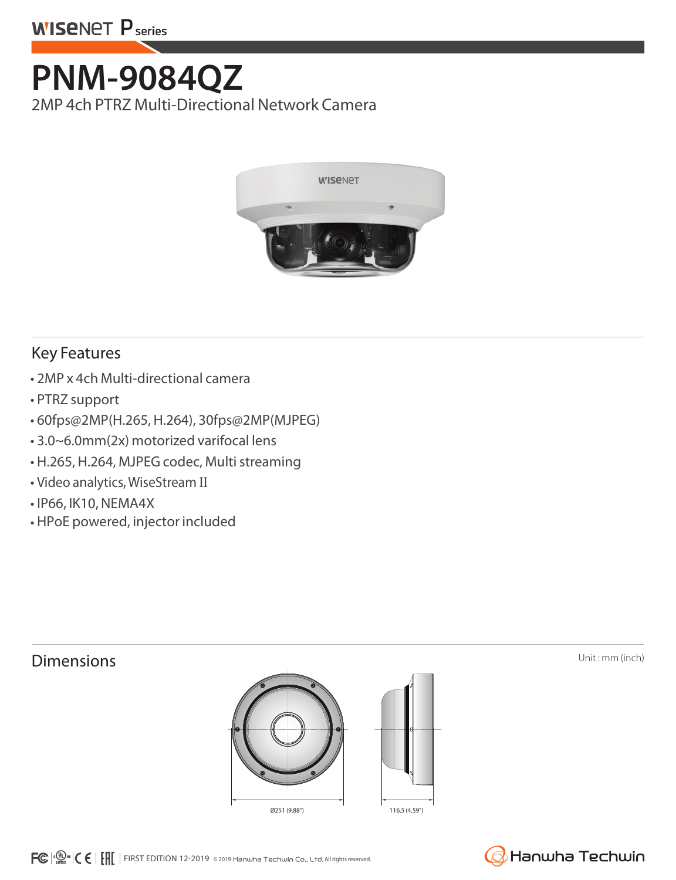WISENET P series

# PNM-9084QZ

2MP 4ch PTRZ Multi-Directional Network Camera

## Key Features

- 2MP x 4ch Multi-directional camera
- PTRZ support
- 60fps@2MP(H.265, H.264), 30fps@2MP(MJPEG)
- 3.0~6.0mm(2x) motorized varifocal lens
- H.265, H.264, MJPEG codec, Multi streaming
- Video analytics, WiseStream II
- IP66, IK10, NEMA4X
- HPoE powered, injector included

## Dimensions

Unit : mm (inch)

Ø251 (9.88")

116.5 (4.59")

FIRST EDITION 12-2019 © 2019 Hanwha Techwin Co., Ltd. All rights reserved.

Hanwha Techwin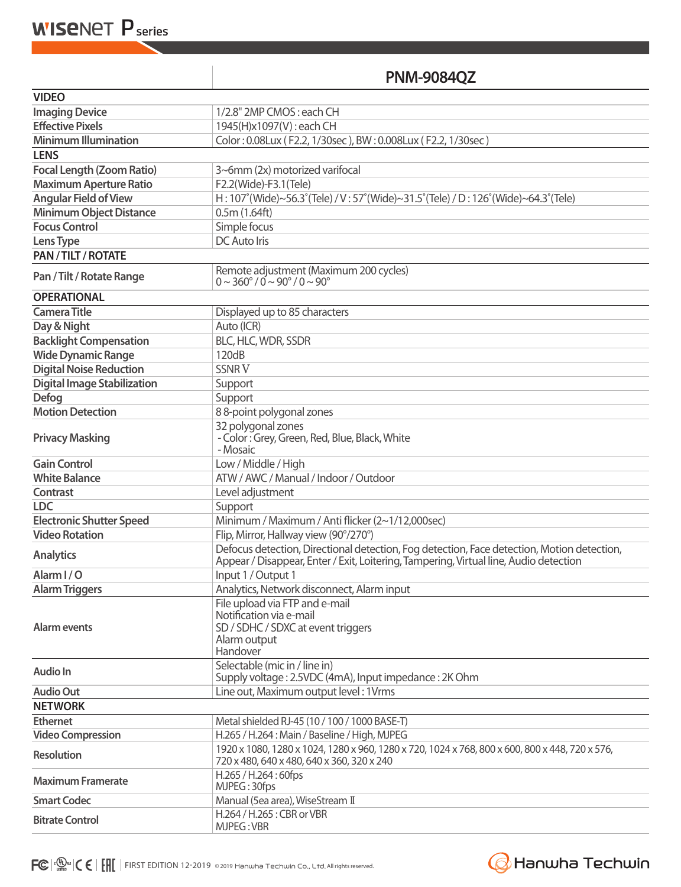| | PNM-9084QZ |
|---|---|
| **VIDEO** | |
| Imaging Device | 1/2.8" 2MP CMOS : each CH |
| Effective Pixels | 1945(H)x1097(V) : each CH |
| Minimum Illumination | Color : 0.08Lux ( F2.2, 1/30sec ), BW : 0.008Lux ( F2.2, 1/30sec ) |
| **LENS** | |
| Focal Length (Zoom Ratio) | 3~6mm (2x) motorized varifocal |
| Maximum Aperture Ratio | F2.2(Wide)-F3.1(Tele) |
| Angular Field of View | H : 107˚(Wide)~56.3˚(Tele) / V : 57˚(Wide)~31.5˚(Tele) / D : 126˚(Wide)~64.3˚(Tele) |
| Minimum Object Distance | 0.5m (1.64ft) |
| Focus Control | Simple focus |
| Lens Type | DC Auto Iris |
| **PAN / TILT / ROTATE** | |
| Pan / Tilt / Rotate Range | Remote adjustment (Maximum 200 cycles)<br>0 ~ 360° / 0 ~ 90° / 0 ~ 90° |
| **OPERATIONAL** | |
| Camera Title | Displayed up to 85 characters |
| Day & Night | Auto (ICR) |
| Backlight Compensation | BLC, HLC, WDR, SSDR |
| Wide Dynamic Range | 120dB |
| Digital Noise Reduction | SSNR V |
| Digital Image Stabilization | Support |
| Defog | Support |
| Motion Detection | 8 8-point polygonal zones |
| Privacy Masking | 32 polygonal zones<br>- Color : Grey, Green, Red, Blue, Black, White<br>- Mosaic |
| Gain Control | Low / Middle / High |
| White Balance | ATW / AWC / Manual / Indoor / Outdoor |
| Contrast | Level adjustment |
| LDC | Support |
| Electronic Shutter Speed | Minimum / Maximum / Anti flicker (2~1/12,000sec) |
| Video Rotation | Flip, Mirror, Hallway view (90°/270°) |
| Analytics | Defocus detection, Directional detection, Fog detection, Face detection, Motion detection, Appear / Disappear, Enter / Exit, Loitering, Tampering, Virtual line, Audio detection |
| Alarm I / O | Input 1 / Output 1 |
| Alarm Triggers | Analytics, Network disconnect, Alarm input |
| Alarm events | File upload via FTP and e-mail<br>Notification via e-mail<br>SD / SDHC / SDXC at event triggers<br>Alarm output<br>Handover |
| Audio In | Selectable (mic in / line in)<br>Supply voltage : 2.5VDC (4mA), Input impedance : 2K Ohm |
| Audio Out | Line out, Maximum output level : 1Vrms |
| **NETWORK** | |
| Ethernet | Metal shielded RJ-45 (10 / 100 / 1000 BASE-T) |
| Video Compression | H.265 / H.264 : Main / Baseline / High, MJPEG |
| Resolution | 1920 x 1080, 1280 x 1024, 1280 x 960, 1280 x 720, 1024 x 768, 800 x 600, 800 x 448, 720 x 576, 720 x 480, 640 x 480, 640 x 360, 320 x 240 |
| Maximum Framerate | H.265 / H.264 : 60fps<br>MJPEG : 30fps |
| Smart Codec | Manual (5ea area), WiseStream II |
| Bitrate Control | H.264 / H.265 : CBR or VBR<br>MJPEG : VBR |

FIRST EDITION 12-2019 © 2019 Hanwha Techwin Co., Ltd. All rights reserved.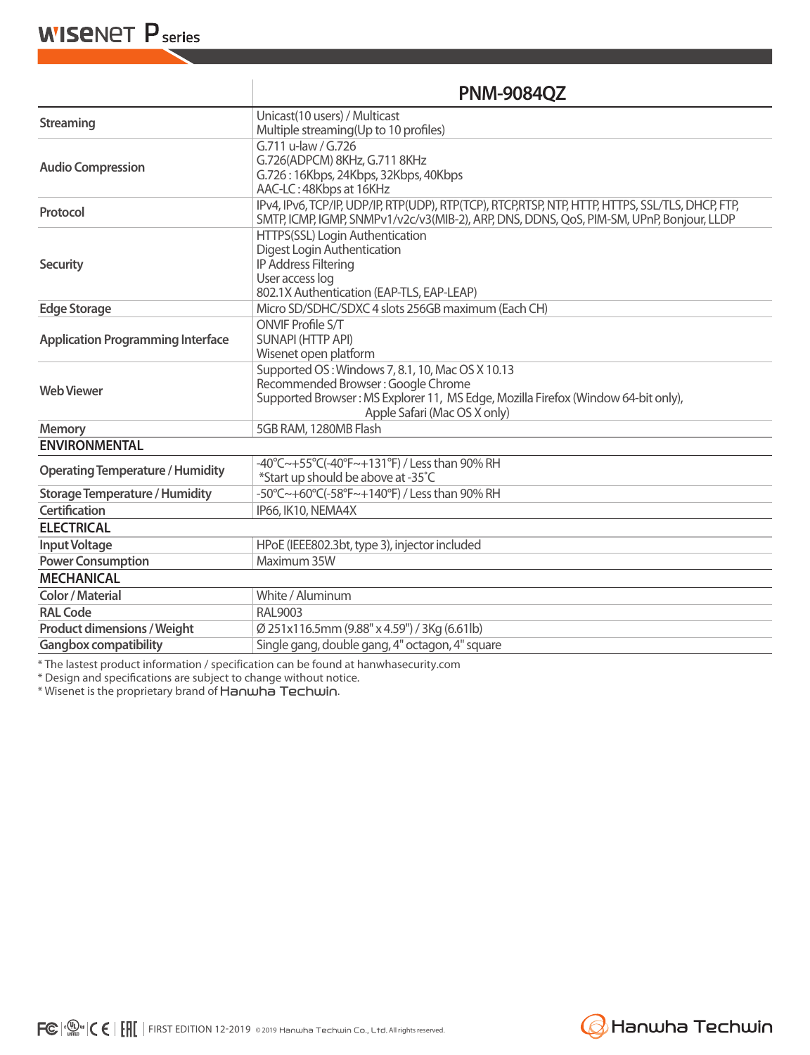| | PNM-9084QZ |
|---|---|
| **Streaming** | Unicast(10 users) / Multicast<br>Multiple streaming(Up to 10 profiles) |
| **Audio Compression** | G.711 u-law / G.726<br>G.726(ADPCM) 8KHz, G.711 8KHz<br>G.726 : 16Kbps, 24Kbps, 32Kbps, 40Kbps<br>AAC-LC : 48Kbps at 16KHz |
| **Protocol** | IPv4, IPv6, TCP/IP, UDP/IP, RTP(UDP), RTP(TCP), RTCP,RTSP, NTP, HTTP, HTTPS, SSL/TLS, DHCP, FTP, SMTP, ICMP, IGMP, SNMPv1/v2c/v3(MIB-2), ARP, DNS, DDNS, QoS, PIM-SM, UPnP, Bonjour, LLDP |
| **Security** | HTTPS(SSL) Login Authentication<br>Digest Login Authentication<br>IP Address Filtering<br>User access log<br>802.1X Authentication (EAP-TLS, EAP-LEAP) |
| **Edge Storage** | Micro SD/SDHC/SDXC 4 slots 256GB maximum (Each CH) |
| **Application Programming Interface** | ONVIF Profile S/T<br>SUNAPI (HTTP API)<br>Wisenet open platform |
| **Web Viewer** | Supported OS : Windows 7, 8.1, 10, Mac OS X 10.13<br>Recommended Browser : Google Chrome<br>Supported Browser : MS Explorer 11, MS Edge, Mozilla Firefox (Window 64-bit only), Apple Safari (Mac OS X only) |
| **Memory** | 5GB RAM, 1280MB Flash |
| **ENVIRONMENTAL** | |
| **Operating Temperature / Humidity** | -40°C~+55°C(-40°F~+131°F) / Less than 90% RH<br>*Start up should be above at -35˚C |
| **Storage Temperature / Humidity** | -50°C~+60°C(-58°F~+140°F) / Less than 90% RH |
| **Certification** | IP66, IK10, NEMA4X |
| **ELECTRICAL** | |
| **Input Voltage** | HPoE (IEEE802.3bt, type 3), injector included |
| **Power Consumption** | Maximum 35W |
| **MECHANICAL** | |
| **Color / Material** | White / Aluminum |
| **RAL Code** | RAL9003 |
| **Product dimensions / Weight** | Ø 251x116.5mm (9.88" x 4.59") / 3Kg (6.61lb) |
| **Gangbox compatibility** | Single gang, double gang, 4" octagon, 4" square |

* The lastest product information / specification can be found at hanwhasecurity.com
* Design and specifications are subject to change without notice.
* Wisenet is the proprietary brand of Hanwha Techwin.

FIRST EDITION 12-2019 © 2019 Hanwha Techwin Co., Ltd. All rights reserved.